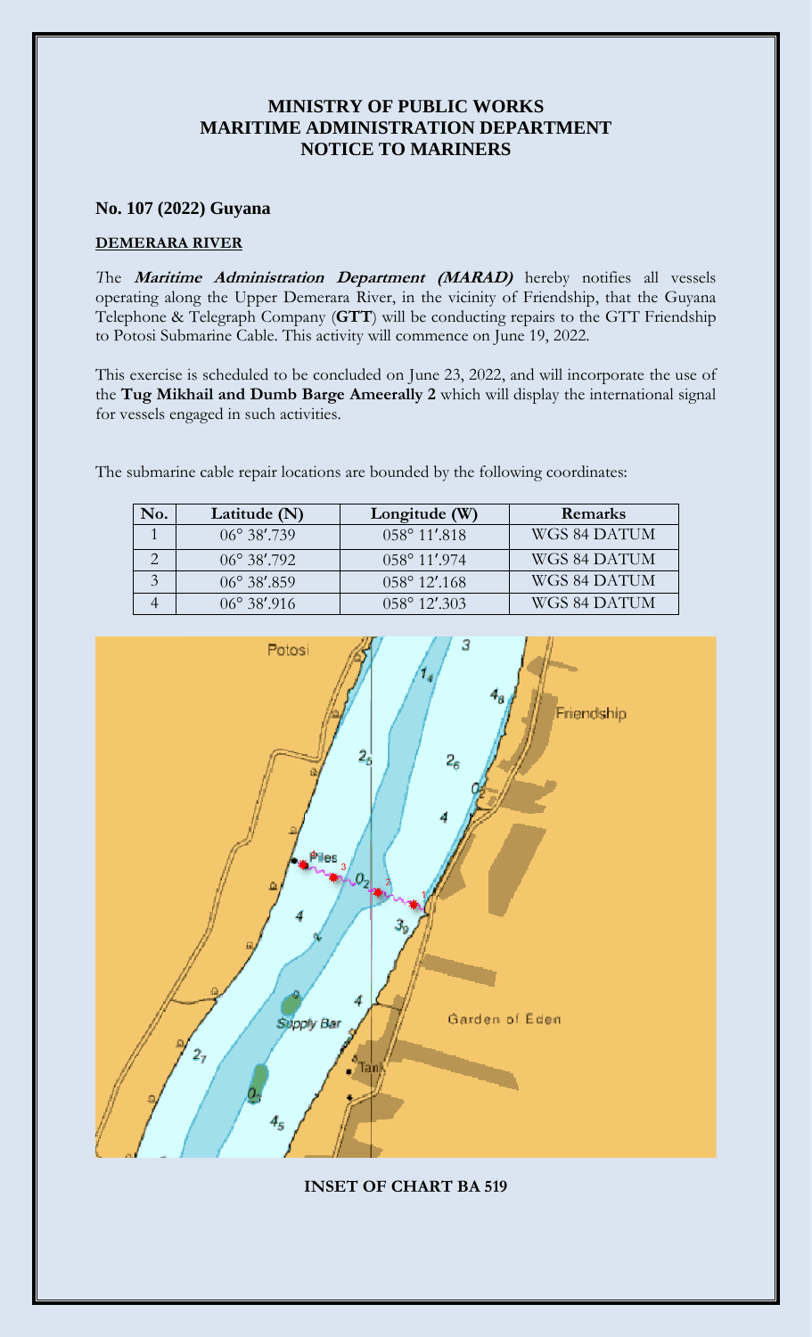# MINISTRY OF PUBLIC WORKS
# MARITIME ADMINISTRATION DEPARTMENT
# NOTICE TO MARINERS

## No. 107 (2022) Guyana

**DEMERARA RIVER**

The ***Maritime Administration Department (MARAD)*** hereby notifies all vessels operating along the Upper Demerara River, in the vicinity of Friendship, that the Guyana Telephone & Telegraph Company (**GTT**) will be conducting repairs to the GTT Friendship to Potosi Submarine Cable. This activity will commence on June 19, 2022.

This exercise is scheduled to be concluded on June 23, 2022, and will incorporate the use of the **Tug Mikhail and Dumb Barge Ameerally 2** which will display the international signal for vessels engaged in such activities.

The submarine cable repair locations are bounded by the following coordinates:

| No. | Latitude (N) | Longitude (W) | Remarks |
|---|---|---|---|
| 1 | 06° 38′.739 | 058° 11′.818 | WGS 84 DATUM |
| 2 | 06° 38′.792 | 058° 11′.974 | WGS 84 DATUM |
| 3 | 06° 38′.859 | 058° 12′.168 | WGS 84 DATUM |
| 4 | 06° 38′.916 | 058° 12′.303 | WGS 84 DATUM |

**INSET OF CHART BA 519**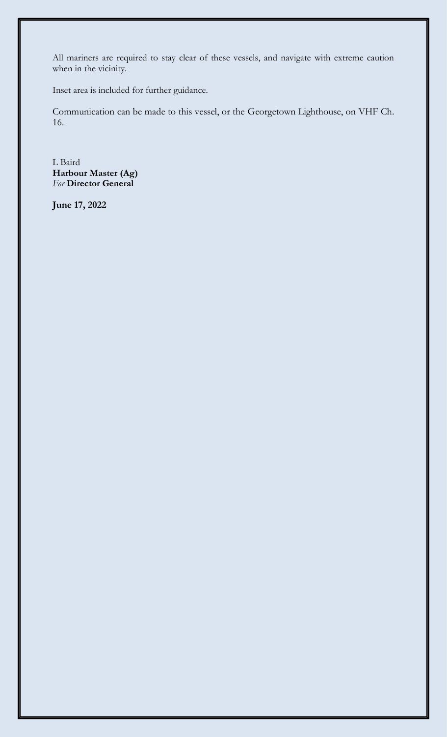All mariners are required to stay clear of these vessels, and navigate with extreme caution when in the vicinity.

Inset area is included for further guidance.

Communication can be made to this vessel, or the Georgetown Lighthouse, on VHF Ch. 16.

L Baird
**Harbour Master (Ag)**
*For* **Director General**

**June 17, 2022**